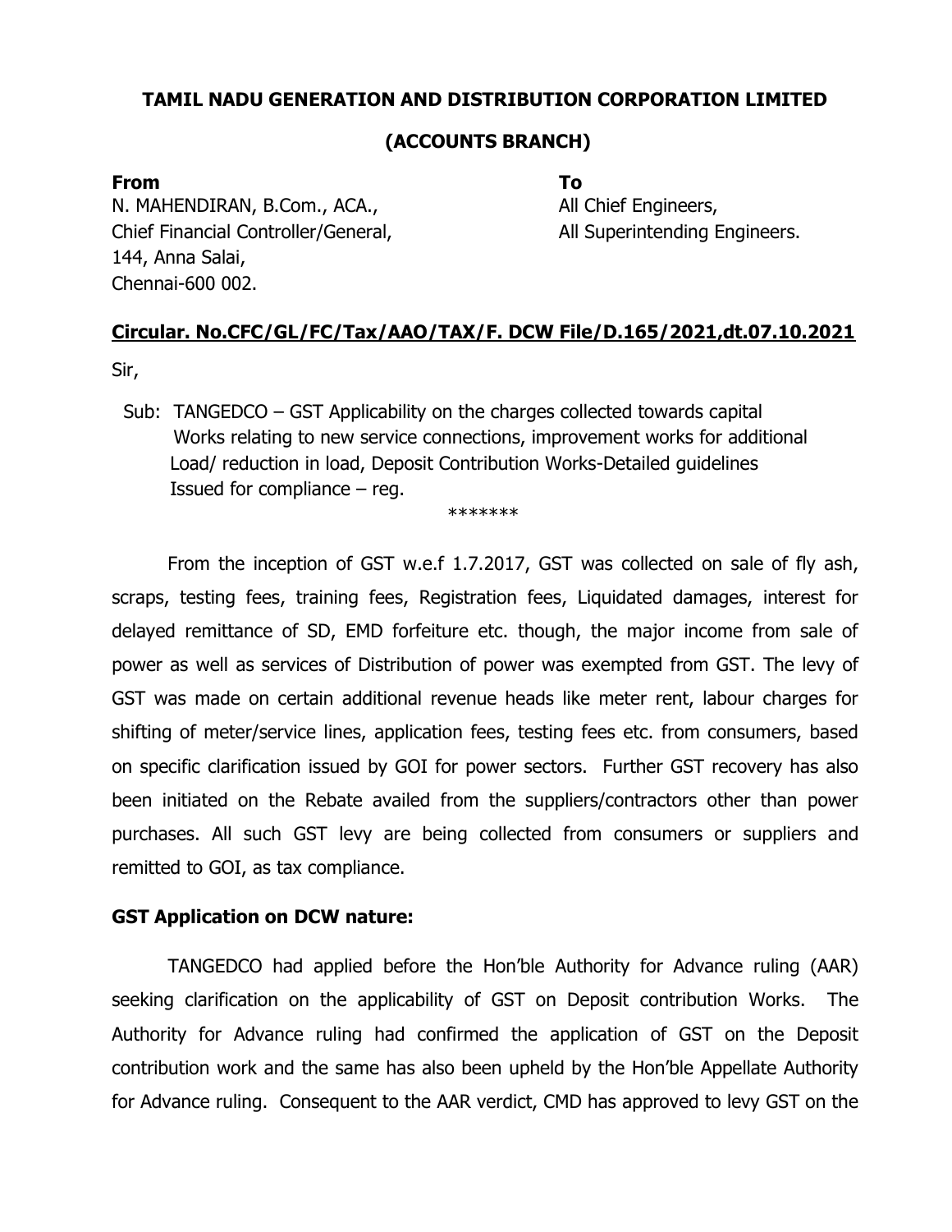**TAMIL NADU GENERATION AND DISTRIBUTION CORPORATION LIMITED**

**(ACCOUNTS BRANCH)**

**From**
N. MAHENDIRAN, B.Com., ACA.,
Chief Financial Controller/General,
144, Anna Salai,
Chennai-600 002.

**To**
All Chief Engineers,
All Superintending Engineers.

**Circular. No.CFC/GL/FC/Tax/AAO/TAX/F. DCW File/D.165/2021,dt.07.10.2021**

Sir,

Sub: TANGEDCO – GST Applicability on the charges collected towards capital Works relating to new service connections, improvement works for additional Load/ reduction in load, Deposit Contribution Works-Detailed guidelines Issued for compliance – reg.

\*\*\*\*\*\*\*

From the inception of GST w.e.f 1.7.2017, GST was collected on sale of fly ash, scraps, testing fees, training fees, Registration fees, Liquidated damages, interest for delayed remittance of SD, EMD forfeiture etc. though, the major income from sale of power as well as services of Distribution of power was exempted from GST. The levy of GST was made on certain additional revenue heads like meter rent, labour charges for shifting of meter/service lines, application fees, testing fees etc. from consumers, based on specific clarification issued by GOI for power sectors. Further GST recovery has also been initiated on the Rebate availed from the suppliers/contractors other than power purchases. All such GST levy are being collected from consumers or suppliers and remitted to GOI, as tax compliance.

**GST Application on DCW nature:**

TANGEDCO had applied before the Hon'ble Authority for Advance ruling (AAR) seeking clarification on the applicability of GST on Deposit contribution Works. The Authority for Advance ruling had confirmed the application of GST on the Deposit contribution work and the same has also been upheld by the Hon'ble Appellate Authority for Advance ruling. Consequent to the AAR verdict, CMD has approved to levy GST on the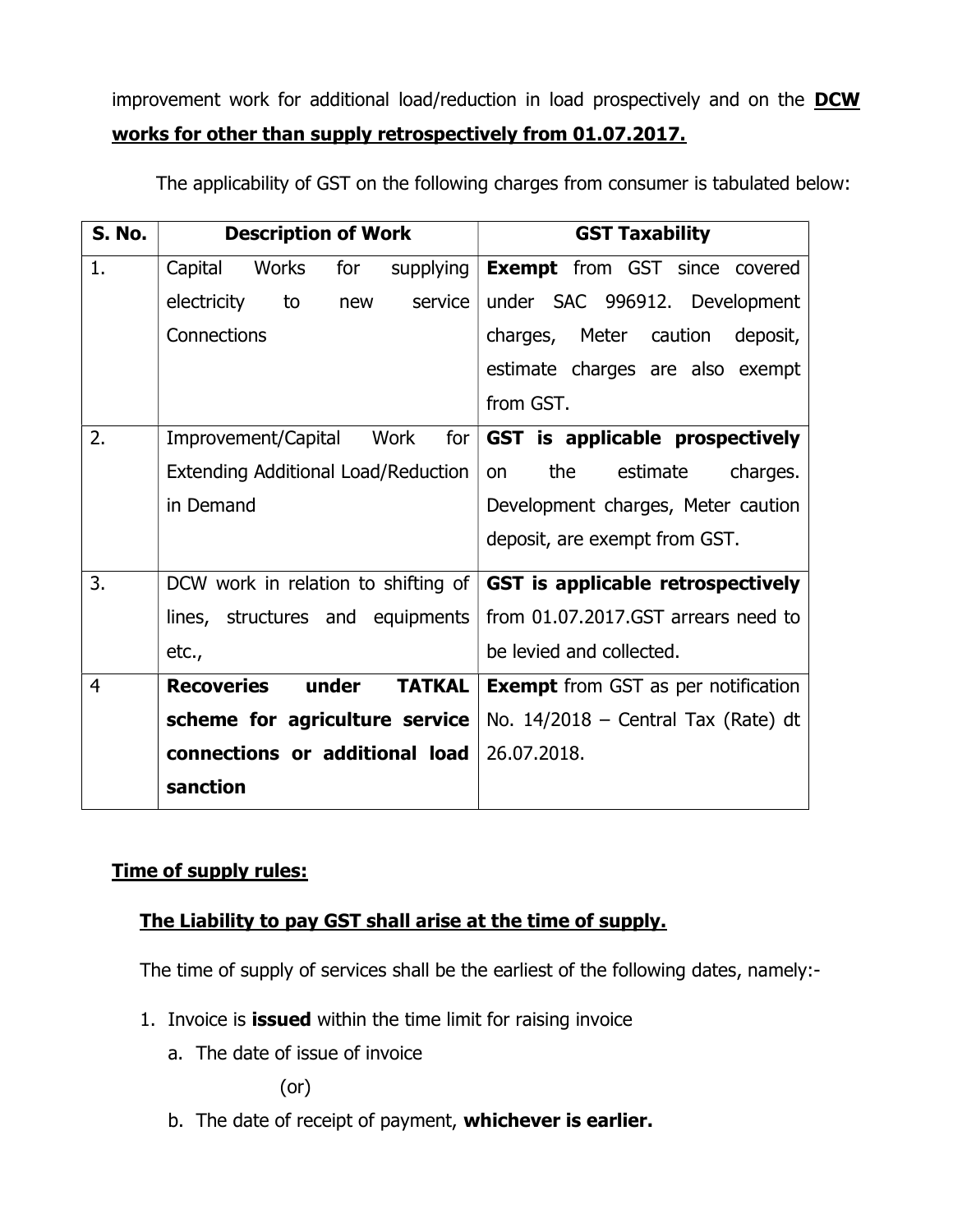improvement work for additional load/reduction in load prospectively and on the **<u>DCW works for other than supply retrospectively from 01.07.2017.</u>**

The applicability of GST on the following charges from consumer is tabulated below:

| S. No. | Description of Work | GST Taxability |
|---|---|---|
| 1. | Capital Works for supplying electricity to new service Connections | **Exempt** from GST since covered under SAC 996912. Development charges, Meter caution deposit, estimate charges are also exempt from GST. |
| 2. | Improvement/Capital Work for Extending Additional Load/Reduction in Demand | **GST is applicable prospectively** on the estimate charges. Development charges, Meter caution deposit, are exempt from GST. |
| 3. | DCW work in relation to shifting of lines, structures and equipments etc., | **GST is applicable retrospectively** from 01.07.2017.GST arrears need to be levied and collected. |
| 4 | **Recoveries under TATKAL scheme for agriculture service connections or additional load sanction** | **Exempt** from GST as per notification No. 14/2018 – Central Tax (Rate) dt 26.07.2018. |

**<u>Time of supply rules:</u>**

**<u>The Liability to pay GST shall arise at the time of supply.</u>**

The time of supply of services shall be the earliest of the following dates, namely:-

1. Invoice is **issued** within the time limit for raising invoice
   a. The date of issue of invoice

      (or)

   b. The date of receipt of payment, **whichever is earlier.**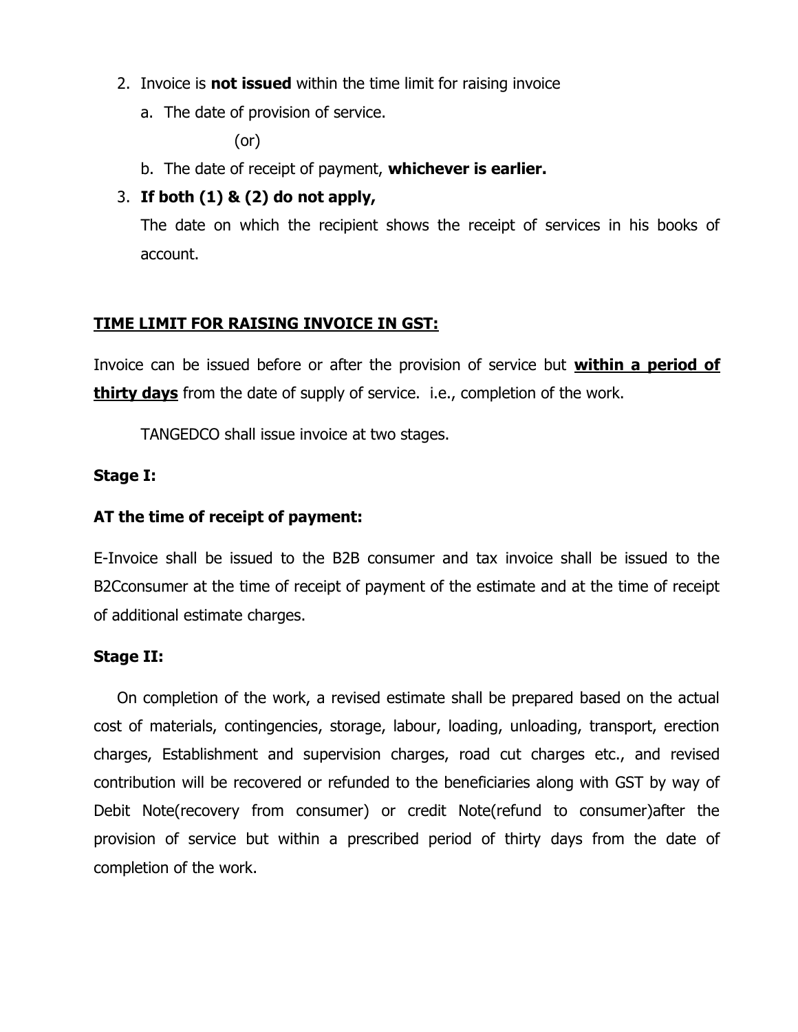2. Invoice is **not issued** within the time limit for raising invoice
   a. The date of provision of service.

      (or)

   b. The date of receipt of payment, **whichever is earlier.**
3. **If both (1) & (2) do not apply,**

   The date on which the recipient shows the receipt of services in his books of account.

**TIME LIMIT FOR RAISING INVOICE IN GST:**

Invoice can be issued before or after the provision of service but **within a period of thirty days** from the date of supply of service. i.e., completion of the work.

TANGEDCO shall issue invoice at two stages.

**Stage I:**

**AT the time of receipt of payment:**

E-Invoice shall be issued to the B2B consumer and tax invoice shall be issued to the B2Cconsumer at the time of receipt of payment of the estimate and at the time of receipt of additional estimate charges.

**Stage II:**

On completion of the work, a revised estimate shall be prepared based on the actual cost of materials, contingencies, storage, labour, loading, unloading, transport, erection charges, Establishment and supervision charges, road cut charges etc., and revised contribution will be recovered or refunded to the beneficiaries along with GST by way of Debit Note(recovery from consumer) or credit Note(refund to consumer)after the provision of service but within a prescribed period of thirty days from the date of completion of the work.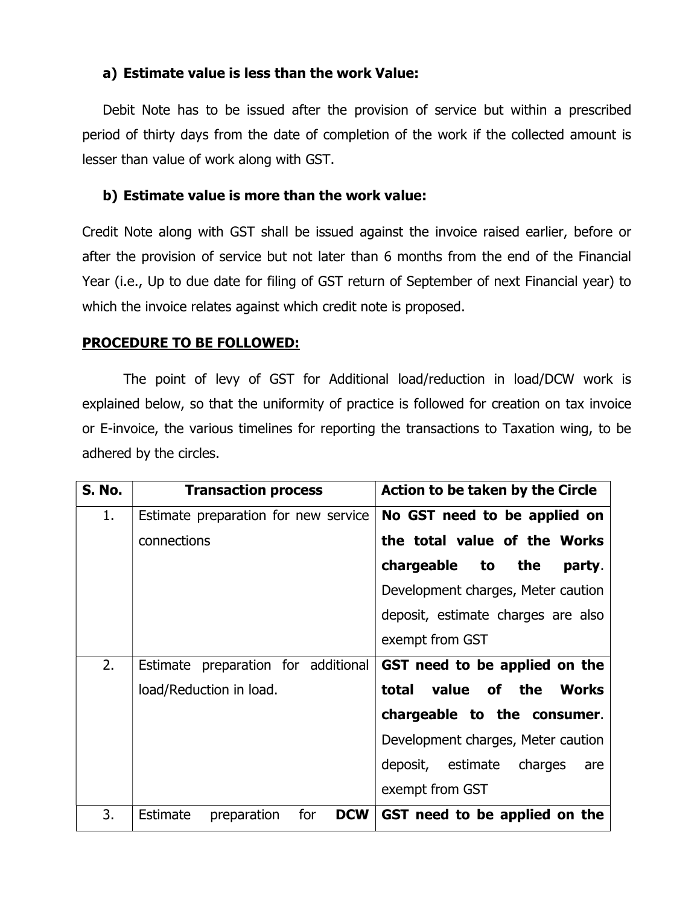**a) Estimate value is less than the work Value:**

Debit Note has to be issued after the provision of service but within a prescribed period of thirty days from the date of completion of the work if the collected amount is lesser than value of work along with GST.

**b) Estimate value is more than the work value:**

Credit Note along with GST shall be issued against the invoice raised earlier, before or after the provision of service but not later than 6 months from the end of the Financial Year (i.e., Up to due date for filing of GST return of September of next Financial year) to which the invoice relates against which credit note is proposed.

**<u>PROCEDURE TO BE FOLLOWED:</u>**

The point of levy of GST for Additional load/reduction in load/DCW work is explained below, so that the uniformity of practice is followed for creation on tax invoice or E-invoice, the various timelines for reporting the transactions to Taxation wing, to be adhered by the circles.

| S. No. | Transaction process | Action to be taken by the Circle |
|---|---|---|
| 1. | Estimate preparation for new service connections | **No GST need to be applied on the total value of the Works chargeable to the party**. Development charges, Meter caution deposit, estimate charges are also exempt from GST |
| 2. | Estimate preparation for additional load/Reduction in load. | **GST need to be applied on the total value of the Works chargeable to the consumer**. Development charges, Meter caution deposit, estimate charges are exempt from GST |
| 3. | Estimate preparation for **DCW** | **GST need to be applied on the** |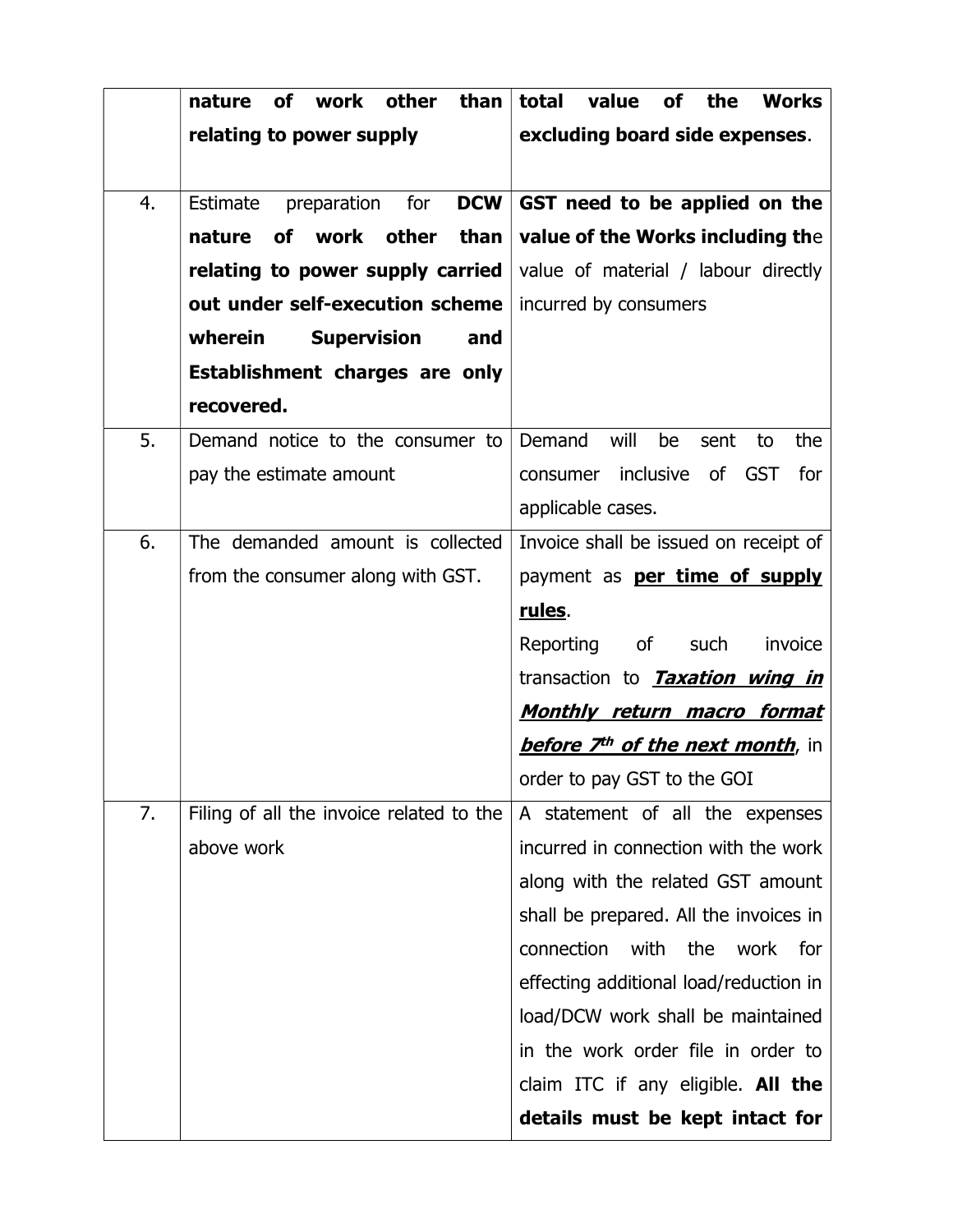|  |  |  |
| --- | --- | --- |
|  | **nature of work other than relating to power supply** | **total value of the Works excluding board side expenses**. |
| 4. | Estimate preparation for **DCW nature of work other than relating to power supply carried out under self-execution scheme wherein Supervision and Establishment charges are only recovered.** | **GST need to be applied on the value of the Works including th**e value of material / labour directly incurred by consumers |
| 5. | Demand notice to the consumer to pay the estimate amount | Demand will be sent to the consumer inclusive of GST for applicable cases. |
| 6. | The demanded amount is collected from the consumer along with GST. | Invoice shall be issued on receipt of payment as **<u>per time of supply rules</u>**.<br>Reporting of such invoice transaction to ***<u>Taxation wing in Monthly return macro format before 7th of the next month</u>***, in order to pay GST to the GOI |
| 7. | Filing of all the invoice related to the above work | A statement of all the expenses incurred in connection with the work along with the related GST amount shall be prepared. All the invoices in connection with the work for effecting additional load/reduction in load/DCW work shall be maintained in the work order file in order to claim ITC if any eligible. **All the details must be kept intact for** |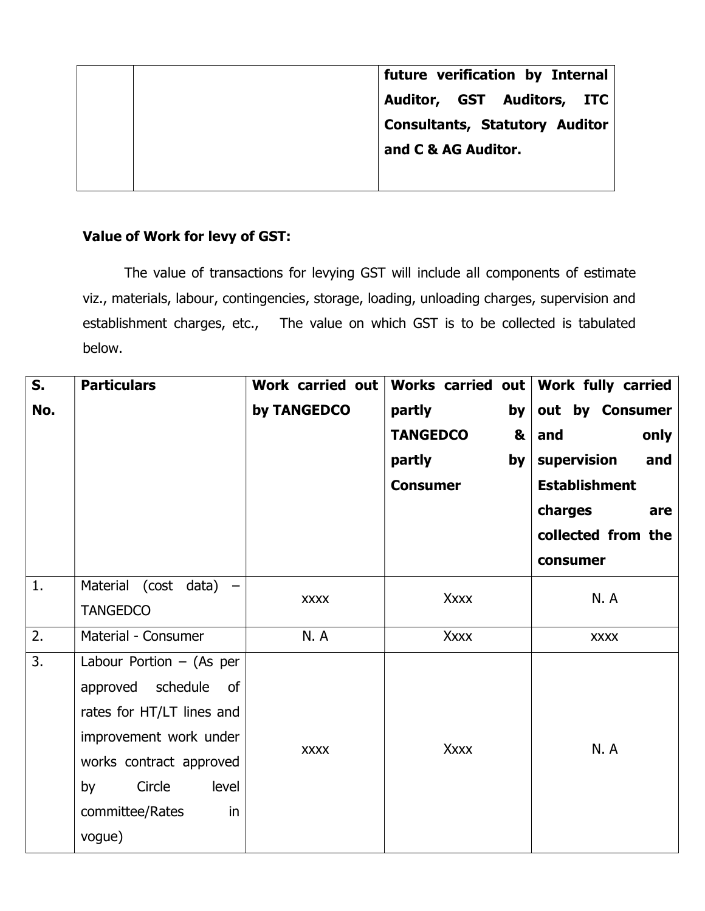| | | **future verification by Internal Auditor, GST Auditors, ITC Consultants, Statutory Auditor and C & AG Auditor.** |
|---|---|---|

**Value of Work for levy of GST:**

The value of transactions for levying GST will include all components of estimate viz., materials, labour, contingencies, storage, loading, unloading charges, supervision and establishment charges, etc., The value on which GST is to be collected is tabulated below.

| **S. No.** | **Particulars** | **Work carried out by TANGEDCO** | **Works carried out partly by TANGEDCO & partly by Consumer** | **Work fully carried out by Consumer and only supervision and Establishment charges are collected from the consumer** |
|---|---|---|---|---|
| 1. | Material (cost data) – TANGEDCO | xxxx | Xxxx | N. A |
| 2. | Material - Consumer | N. A | Xxxx | xxxx |
| 3. | Labour Portion – (As per approved schedule of rates for HT/LT lines and improvement work under works contract approved by Circle level committee/Rates in vogue) | xxxx | Xxxx | N. A |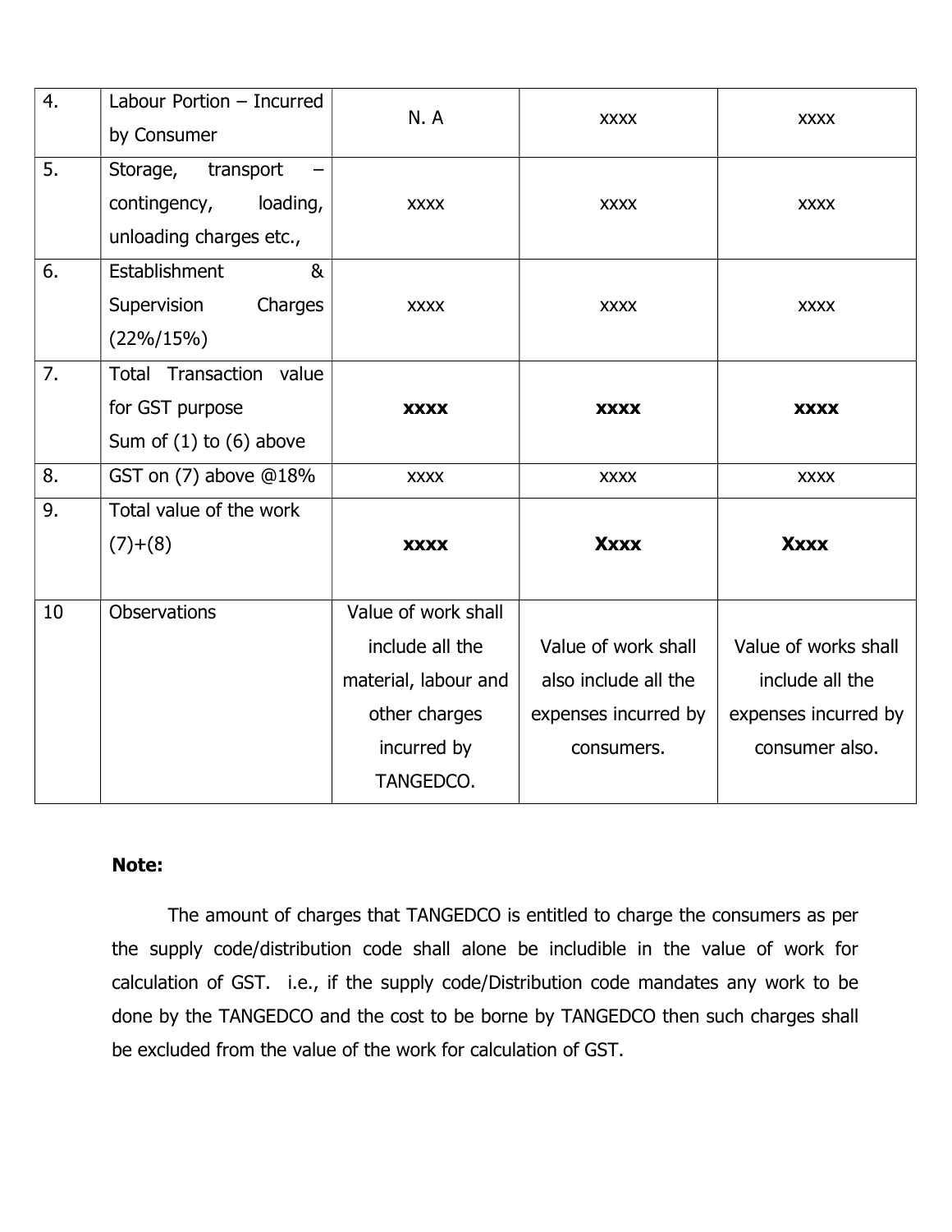| | | | | |
|---|---|---|---|---|
| 4. | Labour Portion – Incurred by Consumer | N. A | xxxx | xxxx |
| 5. | Storage, transport – contingency, loading, unloading charges etc., | xxxx | xxxx | xxxx |
| 6. | Establishment & Supervision Charges (22%/15%) | xxxx | xxxx | xxxx |
| 7. | Total Transaction value for GST purpose Sum of (1) to (6) above | **xxxx** | **xxxx** | **xxxx** |
| 8. | GST on (7) above @18% | xxxx | xxxx | xxxx |
| 9. | Total value of the work (7)+(8) | **xxxx** | **Xxxx** | **Xxxx** |
| 10 | Observations | Value of work shall include all the material, labour and other charges incurred by TANGEDCO. | Value of work shall also include all the expenses incurred by consumers. | Value of works shall include all the expenses incurred by consumer also. |

**Note:**

The amount of charges that TANGEDCO is entitled to charge the consumers as per the supply code/distribution code shall alone be includible in the value of work for calculation of GST. i.e., if the supply code/Distribution code mandates any work to be done by the TANGEDCO and the cost to be borne by TANGEDCO then such charges shall be excluded from the value of the work for calculation of GST.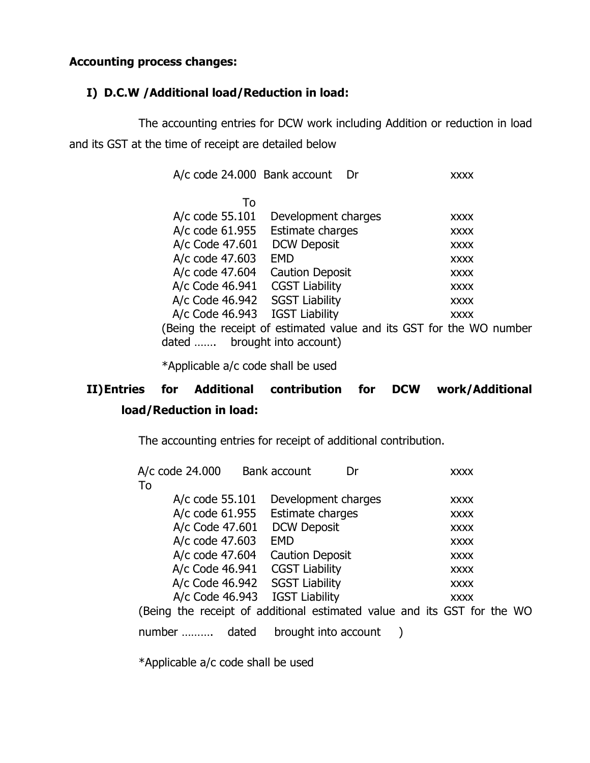**Accounting process changes:**

**I) D.C.W /Additional load/Reduction in load:**

The accounting entries for DCW work including Addition or reduction in load and its GST at the time of receipt are detailed below

| | | | |
|---|---|---|---|
| A/c code 24.000 | Bank account | Dr | xxxx |
| To | | | |
| A/c code 55.101 | Development charges | | xxxx |
| A/c code 61.955 | Estimate charges | | xxxx |
| A/c Code 47.601 | DCW Deposit | | xxxx |
| A/c code 47.603 | EMD | | xxxx |
| A/c code 47.604 | Caution Deposit | | xxxx |
| A/c Code 46.941 | CGST Liability | | xxxx |
| A/c Code 46.942 | SGST Liability | | xxxx |
| A/c Code 46.943 | IGST Liability | | xxxx |

(Being the receipt of estimated value and its GST for the WO number dated ……. brought into account)

*Applicable a/c code shall be used

**II) Entries for Additional contribution for DCW work/Additional load/Reduction in load:**

The accounting entries for receipt of additional contribution.

| | | | |
|---|---|---|---|
| A/c code 24.000 | Bank account | Dr | xxxx |
| To | | | |
| A/c code 55.101 | Development charges | | xxxx |
| A/c code 61.955 | Estimate charges | | xxxx |
| A/c Code 47.601 | DCW Deposit | | xxxx |
| A/c code 47.603 | EMD | | xxxx |
| A/c code 47.604 | Caution Deposit | | xxxx |
| A/c Code 46.941 | CGST Liability | | xxxx |
| A/c Code 46.942 | SGST Liability | | xxxx |
| A/c Code 46.943 | IGST Liability | | xxxx |

(Being the receipt of additional estimated value and its GST for the WO number ………. dated brought into account )

*Applicable a/c code shall be used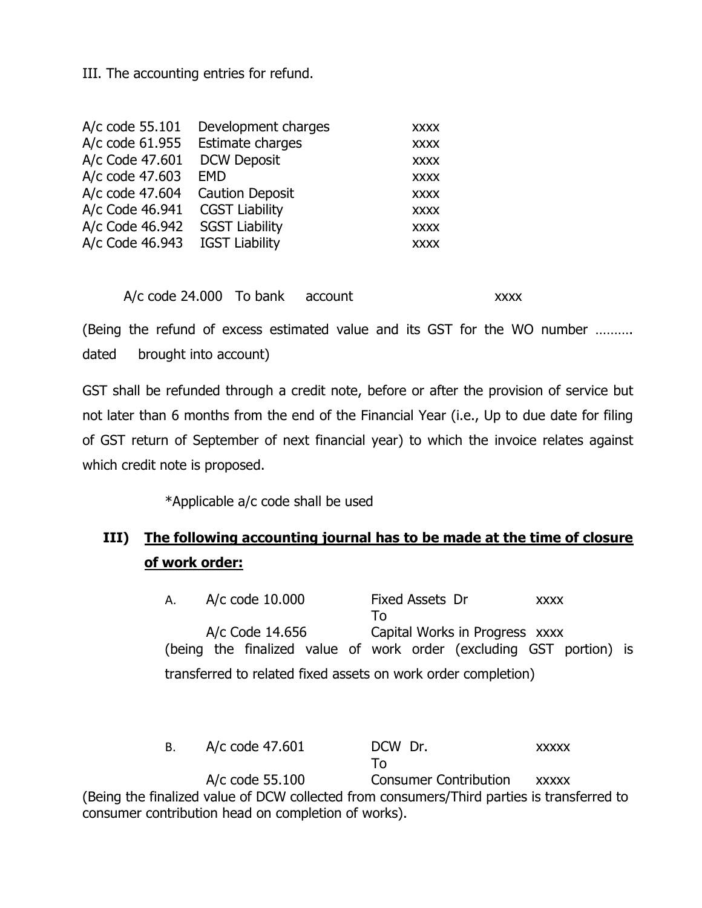III. The accounting entries for refund.

| | | |
|---|---|---|
| A/c code 55.101 | Development charges | xxxx |
| A/c code 61.955 | Estimate charges | xxxx |
| A/c Code 47.601 | DCW Deposit | xxxx |
| A/c code 47.603 | EMD | xxxx |
| A/c code 47.604 | Caution Deposit | xxxx |
| A/c Code 46.941 | CGST Liability | xxxx |
| A/c Code 46.942 | SGST Liability | xxxx |
| A/c Code 46.943 | IGST Liability | xxxx |

A/c code 24.000 To bank account xxxx

(Being the refund of excess estimated value and its GST for the WO number ………. dated brought into account)

GST shall be refunded through a credit note, before or after the provision of service but not later than 6 months from the end of the Financial Year (i.e., Up to due date for filing of GST return of September of next financial year) to which the invoice relates against which credit note is proposed.

*Applicable a/c code shall be used

## III) <u>The following accounting journal has to be made at the time of closure of work order:</u>

A. A/c code 10.000 Fixed Assets Dr xxxx
To
A/c Code 14.656 Capital Works in Progress xxxx

(being the finalized value of work order (excluding GST portion) is transferred to related fixed assets on work order completion)

B. A/c code 47.601 DCW Dr. xxxxx
To
A/c code 55.100 Consumer Contribution xxxxx

(Being the finalized value of DCW collected from consumers/Third parties is transferred to consumer contribution head on completion of works).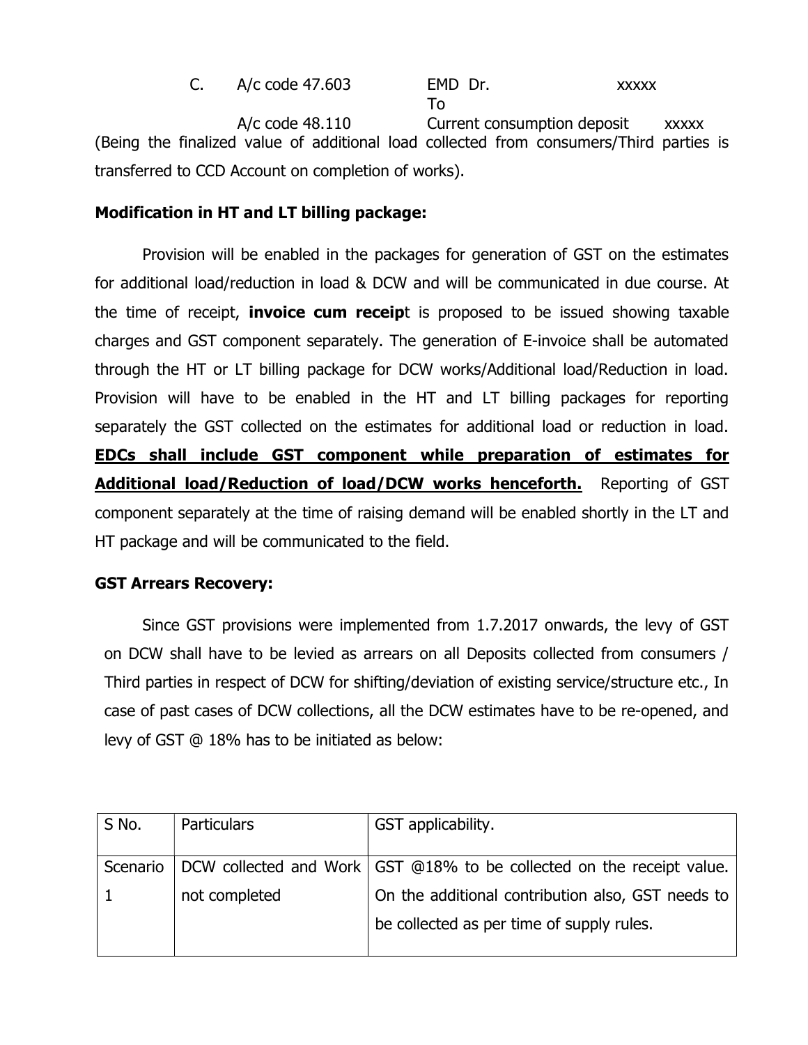C. A/c code 47.603 EMD Dr. xxxxx
To
A/c code 48.110 Current consumption deposit xxxxx

(Being the finalized value of additional load collected from consumers/Third parties is transferred to CCD Account on completion of works).

**Modification in HT and LT billing package:**

Provision will be enabled in the packages for generation of GST on the estimates for additional load/reduction in load & DCW and will be communicated in due course. At the time of receipt, **invoice cum receip**t is proposed to be issued showing taxable charges and GST component separately. The generation of E-invoice shall be automated through the HT or LT billing package for DCW works/Additional load/Reduction in load. Provision will have to be enabled in the HT and LT billing packages for reporting separately the GST collected on the estimates for additional load or reduction in load. **EDCs shall include GST component while preparation of estimates for Additional load/Reduction of load/DCW works henceforth.** Reporting of GST component separately at the time of raising demand will be enabled shortly in the LT and HT package and will be communicated to the field.

**GST Arrears Recovery:**

Since GST provisions were implemented from 1.7.2017 onwards, the levy of GST on DCW shall have to be levied as arrears on all Deposits collected from consumers / Third parties in respect of DCW for shifting/deviation of existing service/structure etc., In case of past cases of DCW collections, all the DCW estimates have to be re-opened, and levy of GST @ 18% has to be initiated as below:

| S No. | Particulars | GST applicability. |
|---|---|---|
| Scenario 1 | DCW collected and Work not completed | GST @18% to be collected on the receipt value. On the additional contribution also, GST needs to be collected as per time of supply rules. |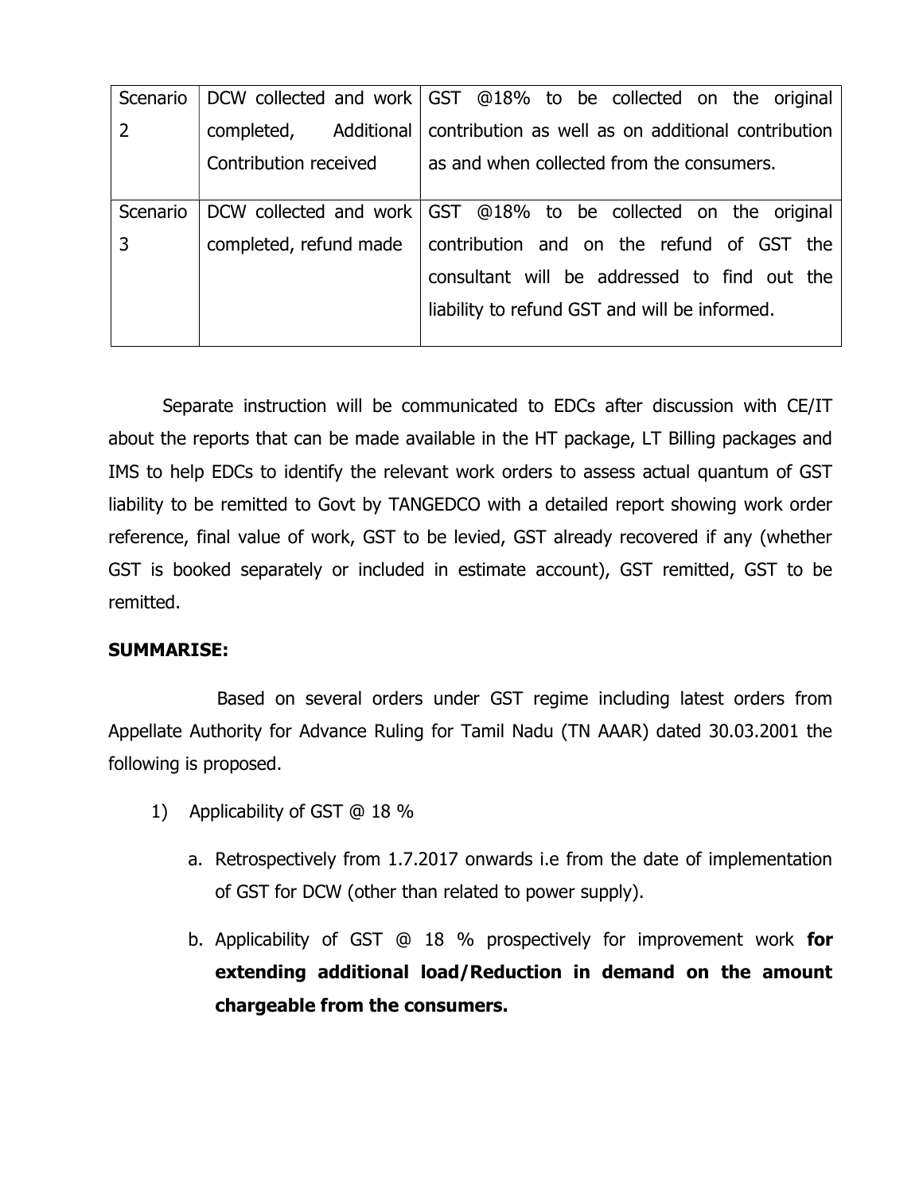| Scenario 2 | DCW collected and work completed, Additional Contribution received | GST @18% to be collected on the original contribution as well as on additional contribution as and when collected from the consumers. |
|---|---|---|
| Scenario 3 | DCW collected and work completed, refund made | GST @18% to be collected on the original contribution and on the refund of GST the consultant will be addressed to find out the liability to refund GST and will be informed. |

Separate instruction will be communicated to EDCs after discussion with CE/IT about the reports that can be made available in the HT package, LT Billing packages and IMS to help EDCs to identify the relevant work orders to assess actual quantum of GST liability to be remitted to Govt by TANGEDCO with a detailed report showing work order reference, final value of work, GST to be levied, GST already recovered if any (whether GST is booked separately or included in estimate account), GST remitted, GST to be remitted.

**SUMMARISE:**

Based on several orders under GST regime including latest orders from Appellate Authority for Advance Ruling for Tamil Nadu (TN AAAR) dated 30.03.2001 the following is proposed.

1) Applicability of GST @ 18 %

   a. Retrospectively from 1.7.2017 onwards i.e from the date of implementation of GST for DCW (other than related to power supply).

   b. Applicability of GST @ 18 % prospectively for improvement work **for extending additional load/Reduction in demand on the amount chargeable from the consumers.**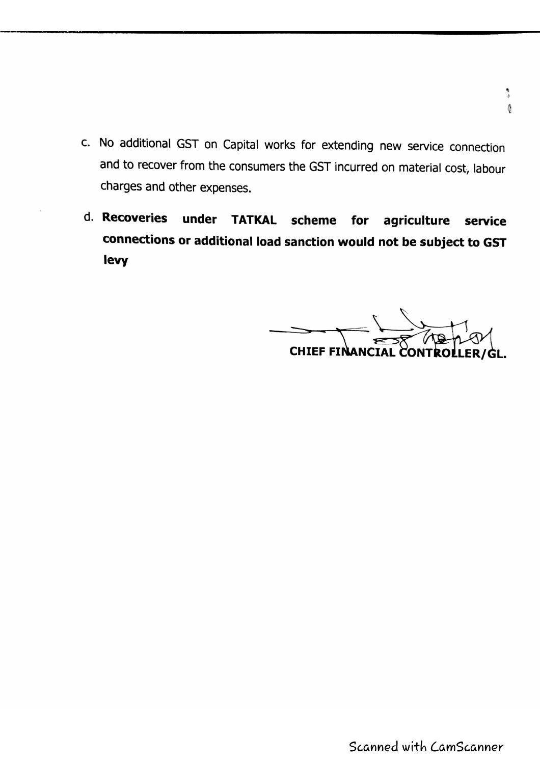c. No additional GST on Capital works for extending new service connection and to recover from the consumers the GST incurred on material cost, labour charges and other expenses.

d. **Recoveries under TATKAL scheme for agriculture service connections or additional load sanction would not be subject to GST levy**

**CHIEF FINANCIAL CONTROLLER/GL.**